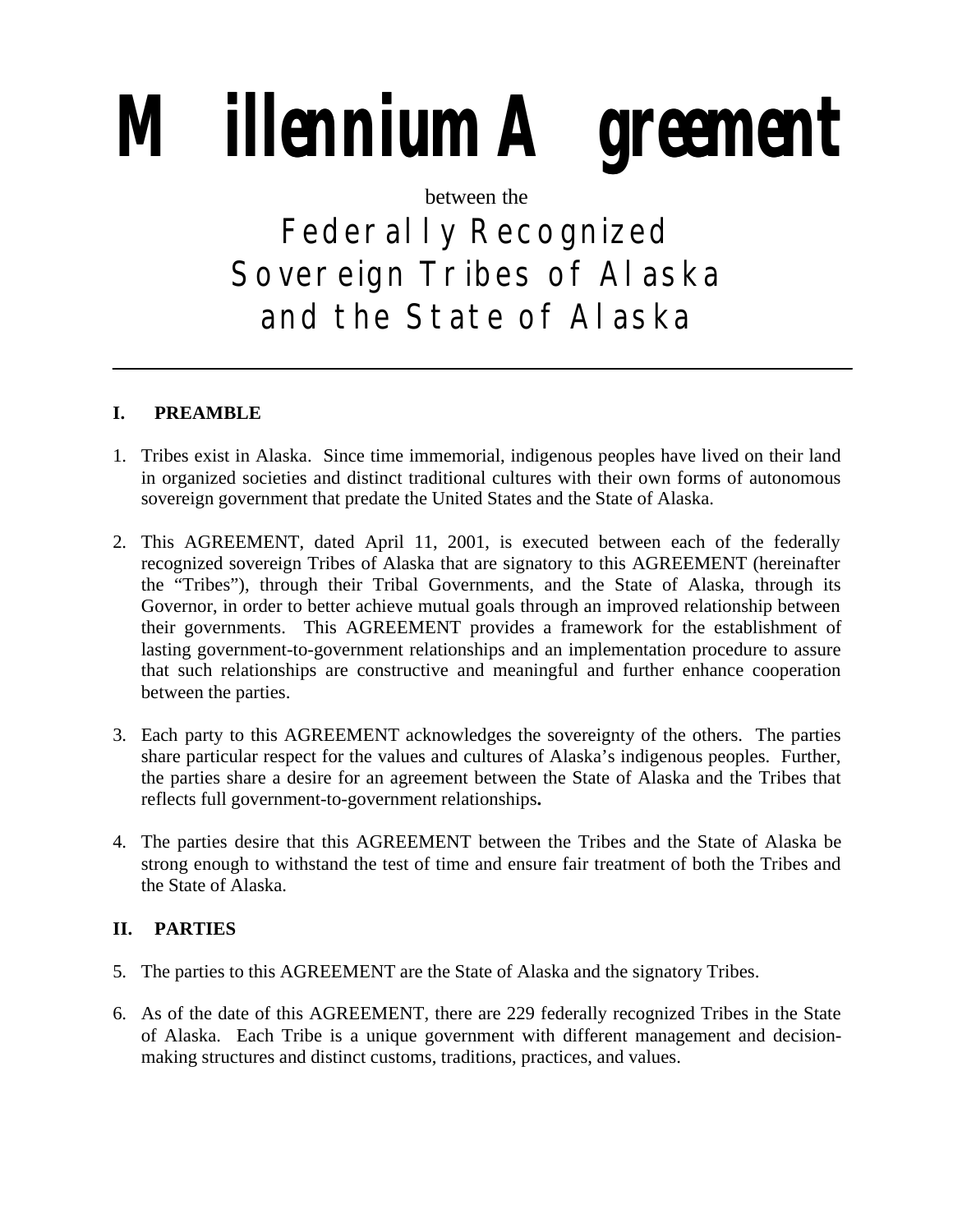# Millennium Agreement

between the

## Federally Recognized Sovereign Tribes of Alaska and the State of Alaska

---

### I. PREAMBLE

1. Tribes exist in Alaska. Since time immemorial, indigenous peoples have lived on their land in organized societies and distinct traditional cultures with their own forms of autonomous sovereign government that predate the United States and the State of Alaska.

2. This AGREEMENT, dated April 11, 2001, is executed between each of the federally recognized sovereign Tribes of Alaska that are signatory to this AGREEMENT (hereinafter the "Tribes"), through their Tribal Governments, and the State of Alaska, through its Governor, in order to better achieve mutual goals through an improved relationship between their governments. This AGREEMENT provides a framework for the establishment of lasting government-to-government relationships and an implementation procedure to assure that such relationships are constructive and meaningful and further enhance cooperation between the parties.

3. Each party to this AGREEMENT acknowledges the sovereignty of the others. The parties share particular respect for the values and cultures of Alaska's indigenous peoples. Further, the parties share a desire for an agreement between the State of Alaska and the Tribes that reflects full government-to-government relationships**.**

4. The parties desire that this AGREEMENT between the Tribes and the State of Alaska be strong enough to withstand the test of time and ensure fair treatment of both the Tribes and the State of Alaska.

### II. PARTIES

5. The parties to this AGREEMENT are the State of Alaska and the signatory Tribes.

6. As of the date of this AGREEMENT, there are 229 federally recognized Tribes in the State of Alaska. Each Tribe is a unique government with different management and decision-making structures and distinct customs, traditions, practices, and values.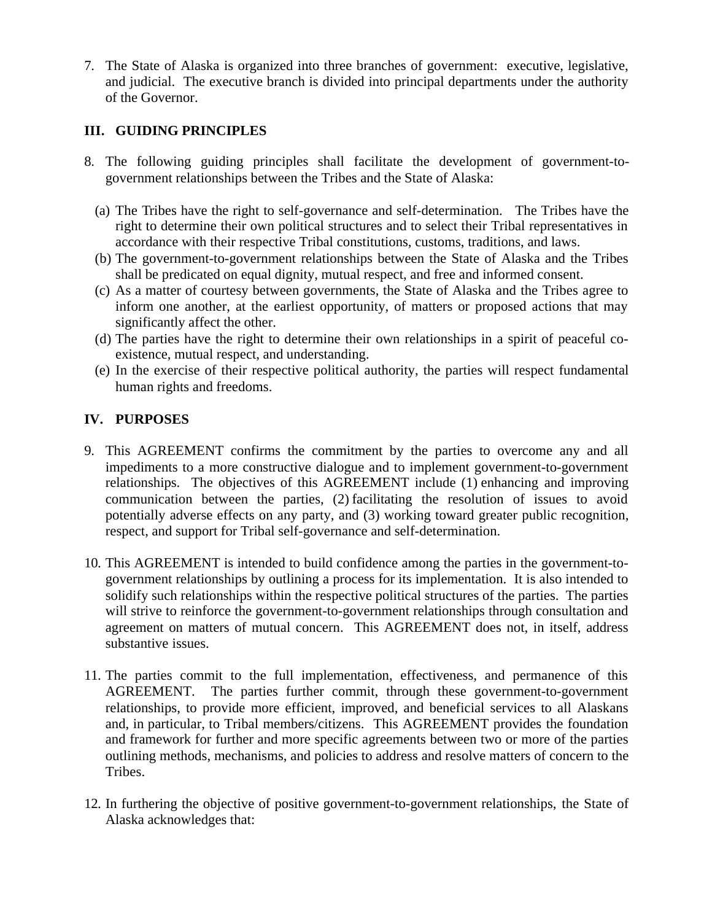7. The State of Alaska is organized into three branches of government: executive, legislative, and judicial. The executive branch is divided into principal departments under the authority of the Governor.

## III. GUIDING PRINCIPLES

8. The following guiding principles shall facilitate the development of government-to-government relationships between the Tribes and the State of Alaska:

   (a) The Tribes have the right to self-governance and self-determination. The Tribes have the right to determine their own political structures and to select their Tribal representatives in accordance with their respective Tribal constitutions, customs, traditions, and laws.
   (b) The government-to-government relationships between the State of Alaska and the Tribes shall be predicated on equal dignity, mutual respect, and free and informed consent.
   (c) As a matter of courtesy between governments, the State of Alaska and the Tribes agree to inform one another, at the earliest opportunity, of matters or proposed actions that may significantly affect the other.
   (d) The parties have the right to determine their own relationships in a spirit of peaceful co-existence, mutual respect, and understanding.
   (e) In the exercise of their respective political authority, the parties will respect fundamental human rights and freedoms.

## IV. PURPOSES

9. This AGREEMENT confirms the commitment by the parties to overcome any and all impediments to a more constructive dialogue and to implement government-to-government relationships. The objectives of this AGREEMENT include (1) enhancing and improving communication between the parties, (2) facilitating the resolution of issues to avoid potentially adverse effects on any party, and (3) working toward greater public recognition, respect, and support for Tribal self-governance and self-determination.

10. This AGREEMENT is intended to build confidence among the parties in the government-to-government relationships by outlining a process for its implementation. It is also intended to solidify such relationships within the respective political structures of the parties. The parties will strive to reinforce the government-to-government relationships through consultation and agreement on matters of mutual concern. This AGREEMENT does not, in itself, address substantive issues.

11. The parties commit to the full implementation, effectiveness, and permanence of this AGREEMENT. The parties further commit, through these government-to-government relationships, to provide more efficient, improved, and beneficial services to all Alaskans and, in particular, to Tribal members/citizens. This AGREEMENT provides the foundation and framework for further and more specific agreements between two or more of the parties outlining methods, mechanisms, and policies to address and resolve matters of concern to the Tribes.

12. In furthering the objective of positive government-to-government relationships, the State of Alaska acknowledges that: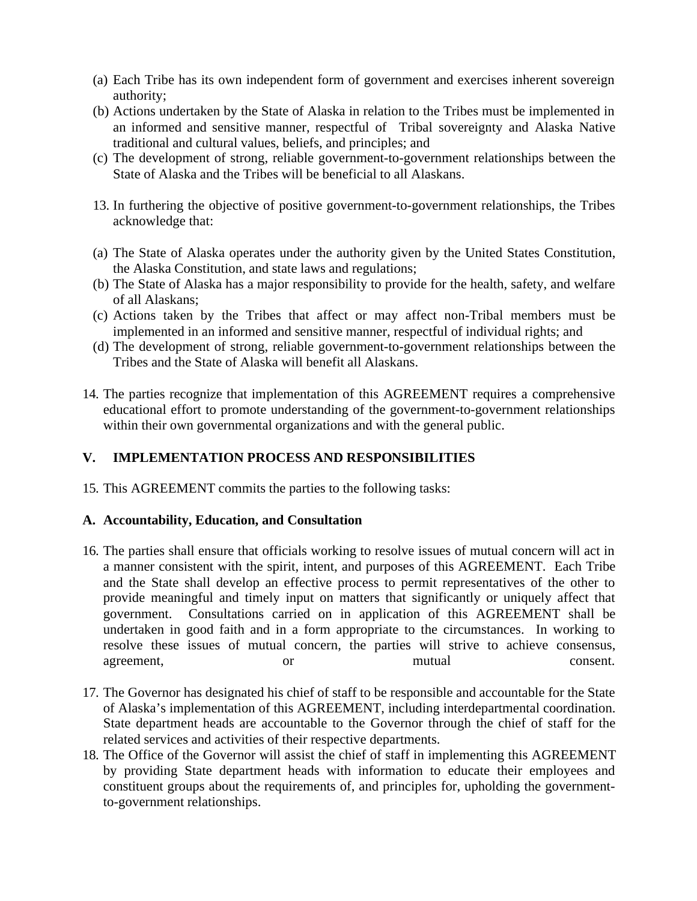(a) Each Tribe has its own independent form of government and exercises inherent sovereign authority;
(b) Actions undertaken by the State of Alaska in relation to the Tribes must be implemented in an informed and sensitive manner, respectful of Tribal sovereignty and Alaska Native traditional and cultural values, beliefs, and principles; and
(c) The development of strong, reliable government-to-government relationships between the State of Alaska and the Tribes will be beneficial to all Alaskans.

13. In furthering the objective of positive government-to-government relationships, the Tribes acknowledge that:

(a) The State of Alaska operates under the authority given by the United States Constitution, the Alaska Constitution, and state laws and regulations;
(b) The State of Alaska has a major responsibility to provide for the health, safety, and welfare of all Alaskans;
(c) Actions taken by the Tribes that affect or may affect non-Tribal members must be implemented in an informed and sensitive manner, respectful of individual rights; and
(d) The development of strong, reliable government-to-government relationships between the Tribes and the State of Alaska will benefit all Alaskans.

14. The parties recognize that implementation of this AGREEMENT requires a comprehensive educational effort to promote understanding of the government-to-government relationships within their own governmental organizations and with the general public.

## V. IMPLEMENTATION PROCESS AND RESPONSIBILITIES

15. This AGREEMENT commits the parties to the following tasks:

### A. Accountability, Education, and Consultation

16. The parties shall ensure that officials working to resolve issues of mutual concern will act in a manner consistent with the spirit, intent, and purposes of this AGREEMENT. Each Tribe and the State shall develop an effective process to permit representatives of the other to provide meaningful and timely input on matters that significantly or uniquely affect that government. Consultations carried on in application of this AGREEMENT shall be undertaken in good faith and in a form appropriate to the circumstances. In working to resolve these issues of mutual concern, the parties will strive to achieve consensus, agreement, or mutual consent.

17. The Governor has designated his chief of staff to be responsible and accountable for the State of Alaska's implementation of this AGREEMENT, including interdepartmental coordination. State department heads are accountable to the Governor through the chief of staff for the related services and activities of their respective departments.
18. The Office of the Governor will assist the chief of staff in implementing this AGREEMENT by providing State department heads with information to educate their employees and constituent groups about the requirements of, and principles for, upholding the government-to-government relationships.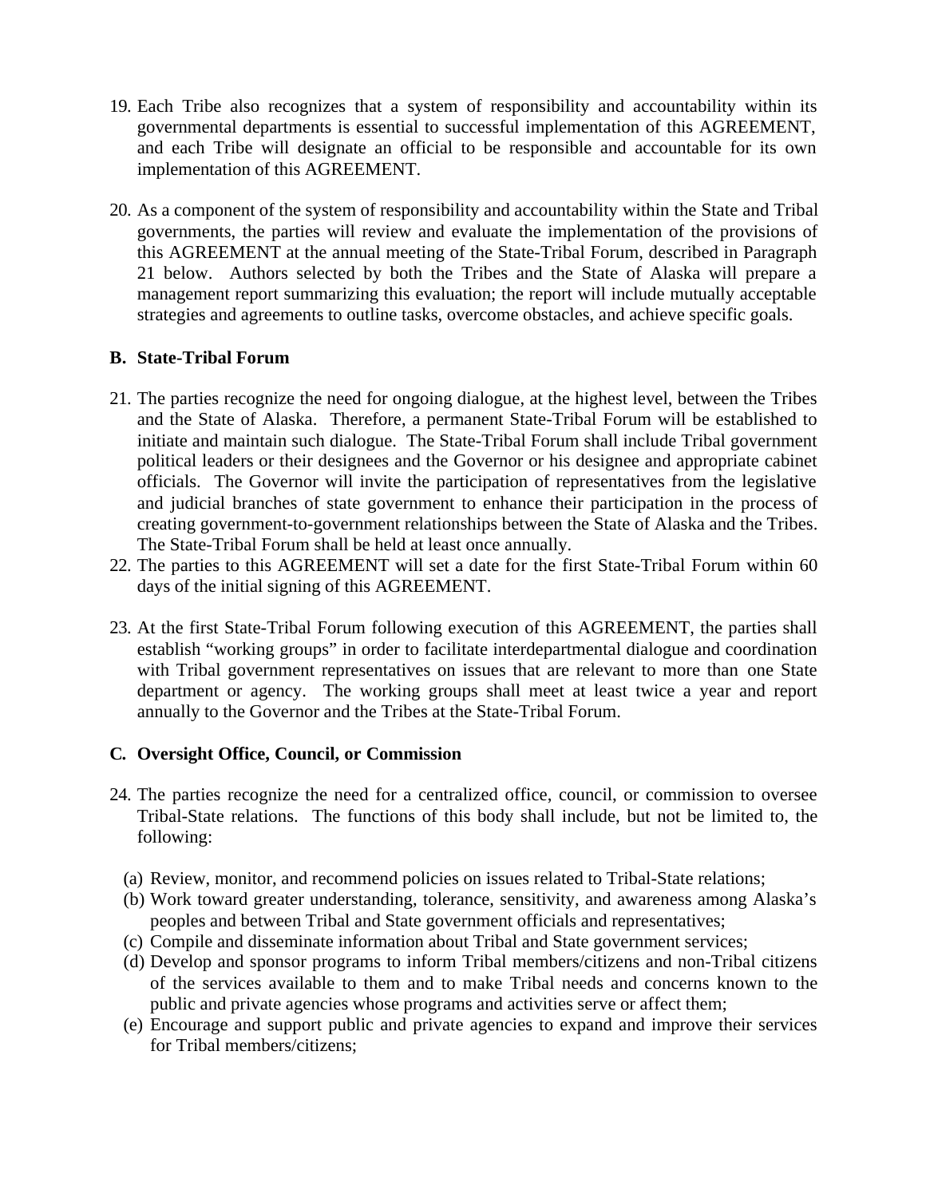19. Each Tribe also recognizes that a system of responsibility and accountability within its governmental departments is essential to successful implementation of this AGREEMENT, and each Tribe will designate an official to be responsible and accountable for its own implementation of this AGREEMENT.

20. As a component of the system of responsibility and accountability within the State and Tribal governments, the parties will review and evaluate the implementation of the provisions of this AGREEMENT at the annual meeting of the State-Tribal Forum, described in Paragraph 21 below. Authors selected by both the Tribes and the State of Alaska will prepare a management report summarizing this evaluation; the report will include mutually acceptable strategies and agreements to outline tasks, overcome obstacles, and achieve specific goals.

**B. State-Tribal Forum**

21. The parties recognize the need for ongoing dialogue, at the highest level, between the Tribes and the State of Alaska. Therefore, a permanent State-Tribal Forum will be established to initiate and maintain such dialogue. The State-Tribal Forum shall include Tribal government political leaders or their designees and the Governor or his designee and appropriate cabinet officials. The Governor will invite the participation of representatives from the legislative and judicial branches of state government to enhance their participation in the process of creating government-to-government relationships between the State of Alaska and the Tribes. The State-Tribal Forum shall be held at least once annually.

22. The parties to this AGREEMENT will set a date for the first State-Tribal Forum within 60 days of the initial signing of this AGREEMENT.

23. At the first State-Tribal Forum following execution of this AGREEMENT, the parties shall establish "working groups" in order to facilitate interdepartmental dialogue and coordination with Tribal government representatives on issues that are relevant to more than one State department or agency. The working groups shall meet at least twice a year and report annually to the Governor and the Tribes at the State-Tribal Forum.

**C. Oversight Office, Council, or Commission**

24. The parties recognize the need for a centralized office, council, or commission to oversee Tribal-State relations. The functions of this body shall include, but not be limited to, the following:

    (a) Review, monitor, and recommend policies on issues related to Tribal-State relations;
    (b) Work toward greater understanding, tolerance, sensitivity, and awareness among Alaska's peoples and between Tribal and State government officials and representatives;
    (c) Compile and disseminate information about Tribal and State government services;
    (d) Develop and sponsor programs to inform Tribal members/citizens and non-Tribal citizens of the services available to them and to make Tribal needs and concerns known to the public and private agencies whose programs and activities serve or affect them;
    (e) Encourage and support public and private agencies to expand and improve their services for Tribal members/citizens;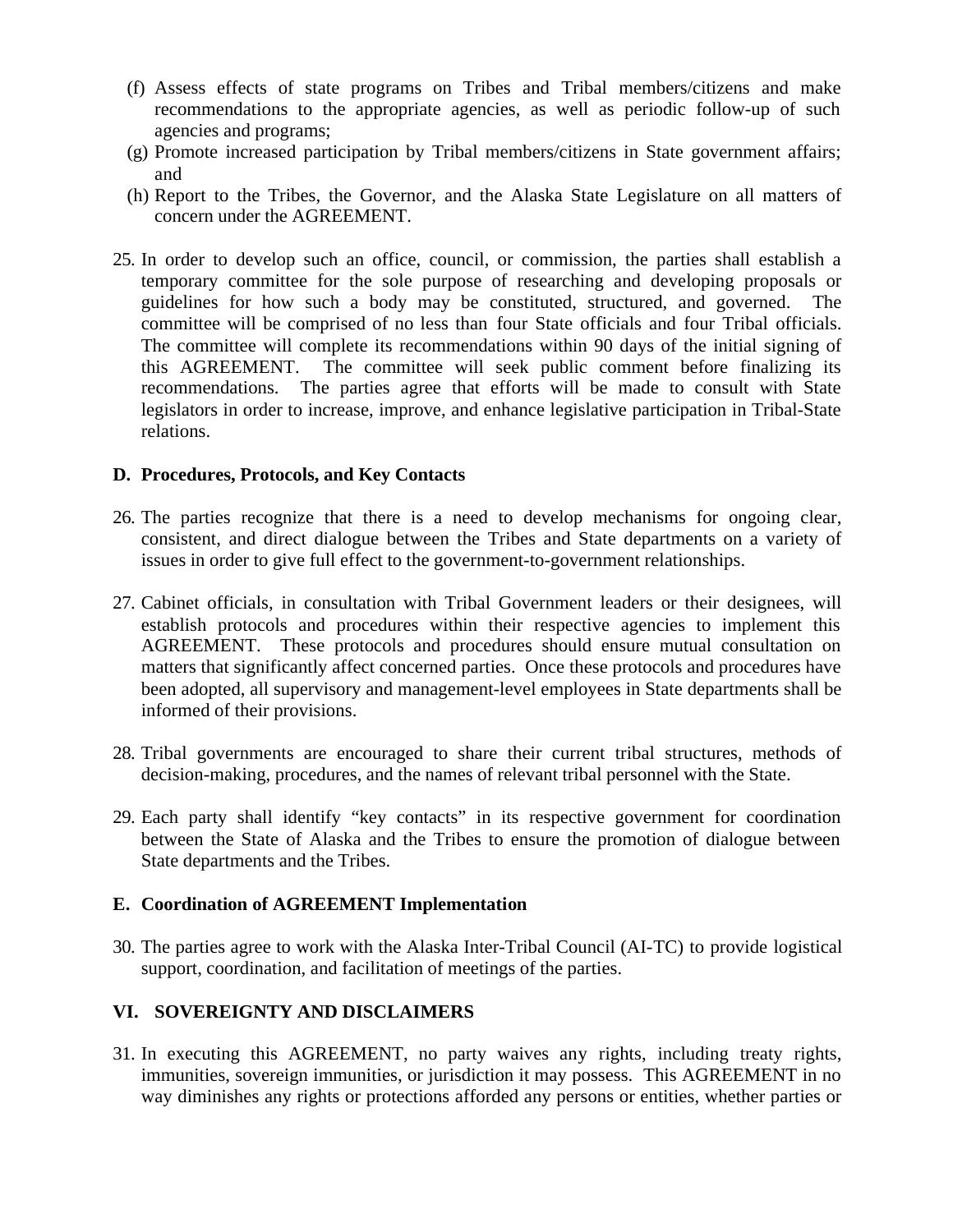(f) Assess effects of state programs on Tribes and Tribal members/citizens and make recommendations to the appropriate agencies, as well as periodic follow-up of such agencies and programs;

(g) Promote increased participation by Tribal members/citizens in State government affairs; and

(h) Report to the Tribes, the Governor, and the Alaska State Legislature on all matters of concern under the AGREEMENT.

25. In order to develop such an office, council, or commission, the parties shall establish a temporary committee for the sole purpose of researching and developing proposals or guidelines for how such a body may be constituted, structured, and governed. The committee will be comprised of no less than four State officials and four Tribal officials. The committee will complete its recommendations within 90 days of the initial signing of this AGREEMENT. The committee will seek public comment before finalizing its recommendations. The parties agree that efforts will be made to consult with State legislators in order to increase, improve, and enhance legislative participation in Tribal-State relations.

### D. Procedures, Protocols, and Key Contacts

26. The parties recognize that there is a need to develop mechanisms for ongoing clear, consistent, and direct dialogue between the Tribes and State departments on a variety of issues in order to give full effect to the government-to-government relationships.

27. Cabinet officials, in consultation with Tribal Government leaders or their designees, will establish protocols and procedures within their respective agencies to implement this AGREEMENT. These protocols and procedures should ensure mutual consultation on matters that significantly affect concerned parties. Once these protocols and procedures have been adopted, all supervisory and management-level employees in State departments shall be informed of their provisions.

28. Tribal governments are encouraged to share their current tribal structures, methods of decision-making, procedures, and the names of relevant tribal personnel with the State.

29. Each party shall identify "key contacts" in its respective government for coordination between the State of Alaska and the Tribes to ensure the promotion of dialogue between State departments and the Tribes.

### E. Coordination of AGREEMENT Implementation

30. The parties agree to work with the Alaska Inter-Tribal Council (AI-TC) to provide logistical support, coordination, and facilitation of meetings of the parties.

## VI. SOVEREIGNTY AND DISCLAIMERS

31. In executing this AGREEMENT, no party waives any rights, including treaty rights, immunities, sovereign immunities, or jurisdiction it may possess. This AGREEMENT in no way diminishes any rights or protections afforded any persons or entities, whether parties or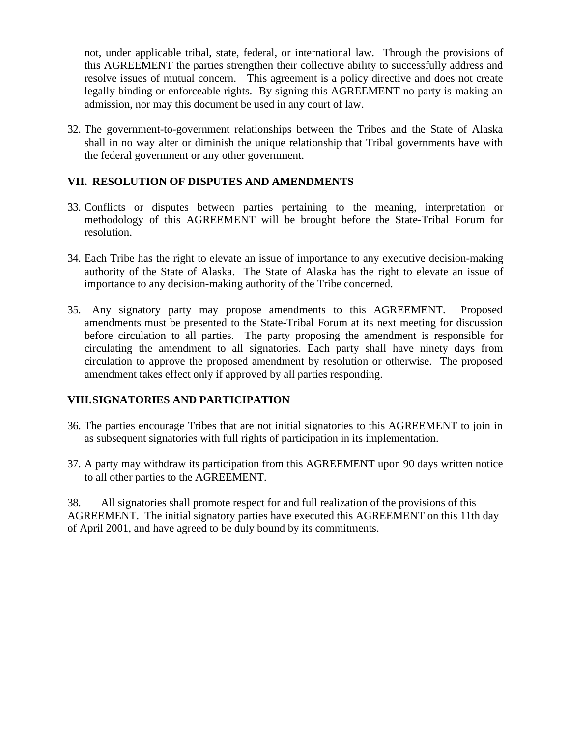not, under applicable tribal, state, federal, or international law. Through the provisions of this AGREEMENT the parties strengthen their collective ability to successfully address and resolve issues of mutual concern. This agreement is a policy directive and does not create legally binding or enforceable rights. By signing this AGREEMENT no party is making an admission, nor may this document be used in any court of law.

32. The government-to-government relationships between the Tribes and the State of Alaska shall in no way alter or diminish the unique relationship that Tribal governments have with the federal government or any other government.

## VII. RESOLUTION OF DISPUTES AND AMENDMENTS

33. Conflicts or disputes between parties pertaining to the meaning, interpretation or methodology of this AGREEMENT will be brought before the State-Tribal Forum for resolution.

34. Each Tribe has the right to elevate an issue of importance to any executive decision-making authority of the State of Alaska. The State of Alaska has the right to elevate an issue of importance to any decision-making authority of the Tribe concerned.

35. Any signatory party may propose amendments to this AGREEMENT. Proposed amendments must be presented to the State-Tribal Forum at its next meeting for discussion before circulation to all parties. The party proposing the amendment is responsible for circulating the amendment to all signatories. Each party shall have ninety days from circulation to approve the proposed amendment by resolution or otherwise. The proposed amendment takes effect only if approved by all parties responding.

## VIII. SIGNATORIES AND PARTICIPATION

36. The parties encourage Tribes that are not initial signatories to this AGREEMENT to join in as subsequent signatories with full rights of participation in its implementation.

37. A party may withdraw its participation from this AGREEMENT upon 90 days written notice to all other parties to the AGREEMENT.

38. All signatories shall promote respect for and full realization of the provisions of this AGREEMENT. The initial signatory parties have executed this AGREEMENT on this 11th day of April 2001, and have agreed to be duly bound by its commitments.